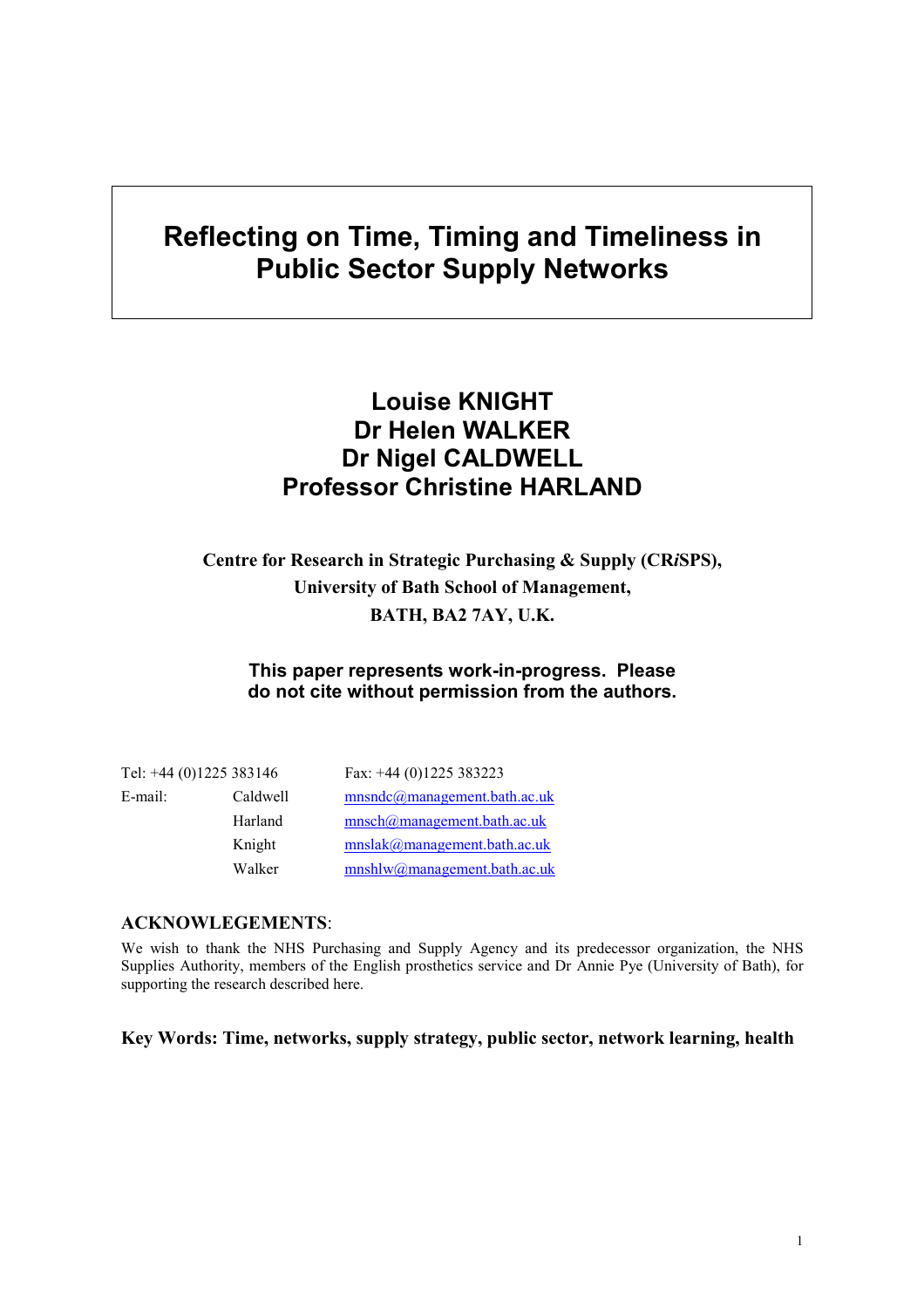# Reflecting on Time, Timing and Timeliness in Public Sector Supply Networks

## Louise KNIGHT
## Dr Helen WALKER
## Dr Nigel CALDWELL
## Professor Christine HARLAND

**Centre for Research in Strategic Purchasing & Supply (CR*i*SPS),**
**University of Bath School of Management,**
**BATH, BA2 7AY, U.K.**

**This paper represents work-in-progress. Please do not cite without permission from the authors.**

| Tel: +44 (0)1225 383146 | | Fax: +44 (0)1225 383223 |
|---|---|---|
| E-mail: | Caldwell | mnsndc@management.bath.ac.uk |
| | Harland | mnsch@management.bath.ac.uk |
| | Knight | mnslak@management.bath.ac.uk |
| | Walker | mnshlw@management.bath.ac.uk |

**ACKNOWLEGEMENTS**:

We wish to thank the NHS Purchasing and Supply Agency and its predecessor organization, the NHS Supplies Authority, members of the English prosthetics service and Dr Annie Pye (University of Bath), for supporting the research described here.

**Key Words: Time, networks, supply strategy, public sector, network learning, health**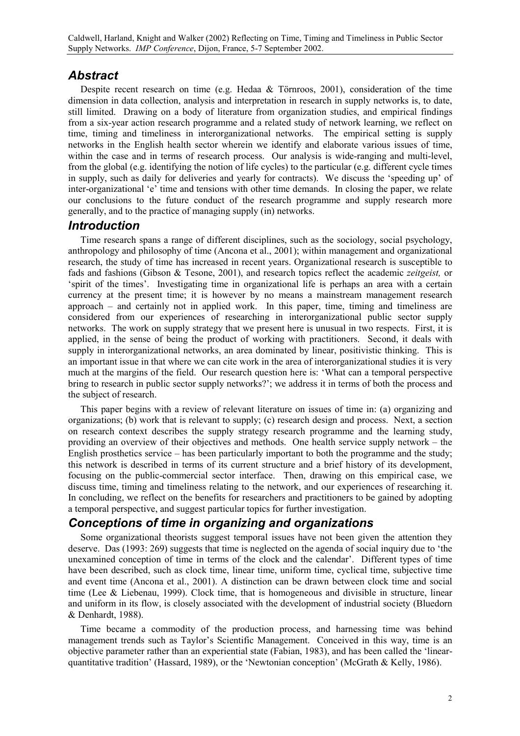## *Abstract*

Despite recent research on time (e.g. Hedaa & Törnroos, 2001), consideration of the time dimension in data collection, analysis and interpretation in research in supply networks is, to date, still limited. Drawing on a body of literature from organization studies, and empirical findings from a six-year action research programme and a related study of network learning, we reflect on time, timing and timeliness in interorganizational networks. The empirical setting is supply networks in the English health sector wherein we identify and elaborate various issues of time, within the case and in terms of research process. Our analysis is wide-ranging and multi-level, from the global (e.g. identifying the notion of life cycles) to the particular (e.g. different cycle times in supply, such as daily for deliveries and yearly for contracts). We discuss the 'speeding up' of inter-organizational 'e' time and tensions with other time demands. In closing the paper, we relate our conclusions to the future conduct of the research programme and supply research more generally, and to the practice of managing supply (in) networks.

## *Introduction*

Time research spans a range of different disciplines, such as the sociology, social psychology, anthropology and philosophy of time (Ancona et al., 2001); within management and organizational research, the study of time has increased in recent years. Organizational research is susceptible to fads and fashions (Gibson & Tesone, 2001), and research topics reflect the academic *zeitgeist,* or 'spirit of the times'. Investigating time in organizational life is perhaps an area with a certain currency at the present time; it is however by no means a mainstream management research approach – and certainly not in applied work. In this paper, time, timing and timeliness are considered from our experiences of researching in interorganizational public sector supply networks. The work on supply strategy that we present here is unusual in two respects. First, it is applied, in the sense of being the product of working with practitioners. Second, it deals with supply in interorganizational networks, an area dominated by linear, positivistic thinking. This is an important issue in that where we can cite work in the area of interorganizational studies it is very much at the margins of the field. Our research question here is: 'What can a temporal perspective bring to research in public sector supply networks?'; we address it in terms of both the process and the subject of research.

This paper begins with a review of relevant literature on issues of time in: (a) organizing and organizations; (b) work that is relevant to supply; (c) research design and process. Next, a section on research context describes the supply strategy research programme and the learning study, providing an overview of their objectives and methods. One health service supply network – the English prosthetics service – has been particularly important to both the programme and the study; this network is described in terms of its current structure and a brief history of its development, focusing on the public-commercial sector interface. Then, drawing on this empirical case, we discuss time, timing and timeliness relating to the network, and our experiences of researching it. In concluding, we reflect on the benefits for researchers and practitioners to be gained by adopting a temporal perspective, and suggest particular topics for further investigation.

## *Conceptions of time in organizing and organizations*

Some organizational theorists suggest temporal issues have not been given the attention they deserve. Das (1993: 269) suggests that time is neglected on the agenda of social inquiry due to 'the unexamined conception of time in terms of the clock and the calendar'. Different types of time have been described, such as clock time, linear time, uniform time, cyclical time, subjective time and event time (Ancona et al., 2001). A distinction can be drawn between clock time and social time (Lee & Liebenau, 1999). Clock time, that is homogeneous and divisible in structure, linear and uniform in its flow, is closely associated with the development of industrial society (Bluedorn & Denhardt, 1988).

Time became a commodity of the production process, and harnessing time was behind management trends such as Taylor's Scientific Management. Conceived in this way, time is an objective parameter rather than an experiential state (Fabian, 1983), and has been called the 'linear-quantitative tradition' (Hassard, 1989), or the 'Newtonian conception' (McGrath & Kelly, 1986).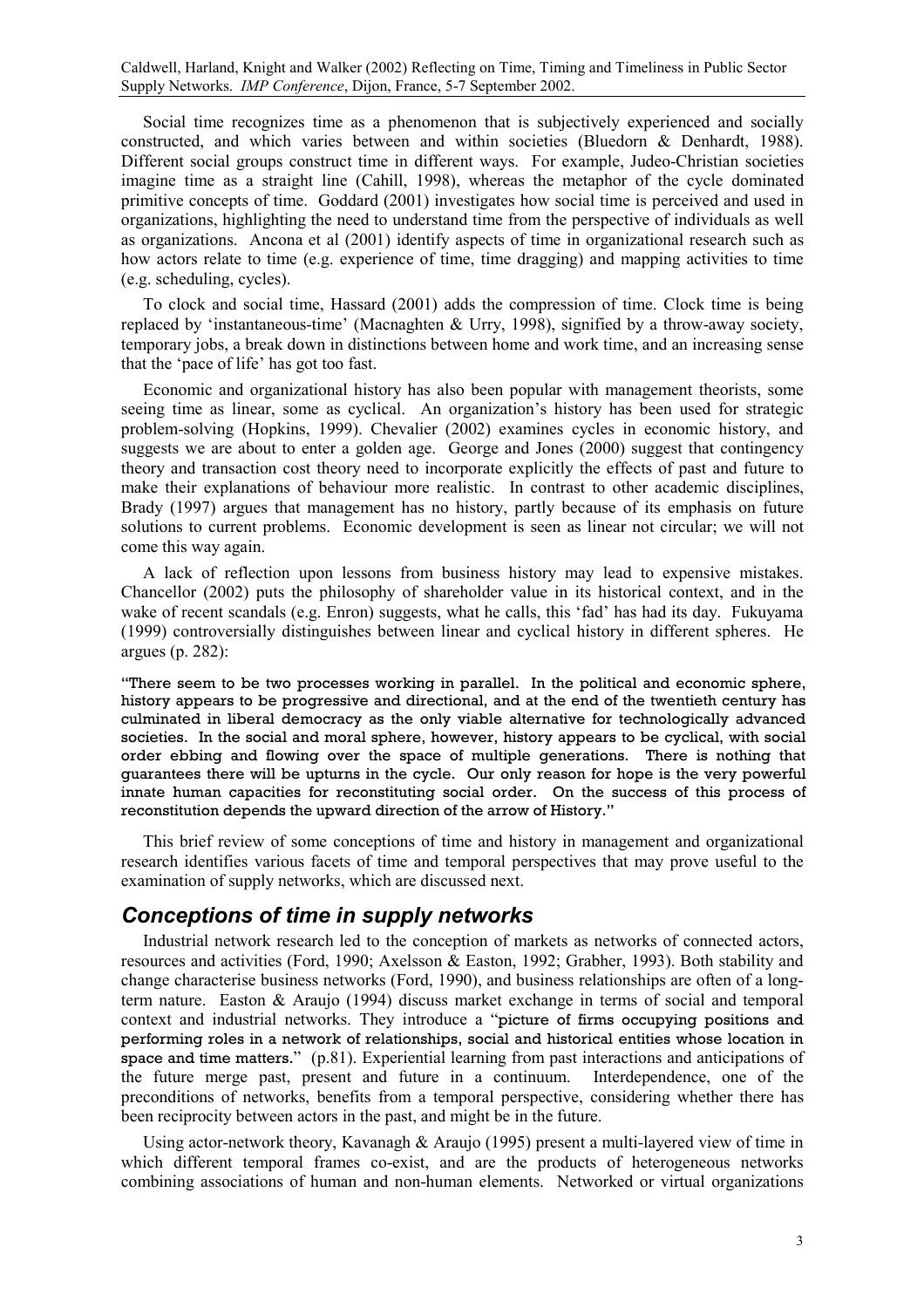Social time recognizes time as a phenomenon that is subjectively experienced and socially constructed, and which varies between and within societies (Bluedorn & Denhardt, 1988). Different social groups construct time in different ways. For example, Judeo-Christian societies imagine time as a straight line (Cahill, 1998), whereas the metaphor of the cycle dominated primitive concepts of time. Goddard (2001) investigates how social time is perceived and used in organizations, highlighting the need to understand time from the perspective of individuals as well as organizations. Ancona et al (2001) identify aspects of time in organizational research such as how actors relate to time (e.g. experience of time, time dragging) and mapping activities to time (e.g. scheduling, cycles).

To clock and social time, Hassard (2001) adds the compression of time. Clock time is being replaced by 'instantaneous-time' (Macnaghten & Urry, 1998), signified by a throw-away society, temporary jobs, a break down in distinctions between home and work time, and an increasing sense that the 'pace of life' has got too fast.

Economic and organizational history has also been popular with management theorists, some seeing time as linear, some as cyclical. An organization's history has been used for strategic problem-solving (Hopkins, 1999). Chevalier (2002) examines cycles in economic history, and suggests we are about to enter a golden age. George and Jones (2000) suggest that contingency theory and transaction cost theory need to incorporate explicitly the effects of past and future to make their explanations of behaviour more realistic. In contrast to other academic disciplines, Brady (1997) argues that management has no history, partly because of its emphasis on future solutions to current problems. Economic development is seen as linear not circular; we will not come this way again.

A lack of reflection upon lessons from business history may lead to expensive mistakes. Chancellor (2002) puts the philosophy of shareholder value in its historical context, and in the wake of recent scandals (e.g. Enron) suggests, what he calls, this 'fad' has had its day. Fukuyama (1999) controversially distinguishes between linear and cyclical history in different spheres. He argues (p. 282):

"There seem to be two processes working in parallel. In the political and economic sphere, history appears to be progressive and directional, and at the end of the twentieth century has culminated in liberal democracy as the only viable alternative for technologically advanced societies. In the social and moral sphere, however, history appears to be cyclical, with social order ebbing and flowing over the space of multiple generations. There is nothing that guarantees there will be upturns in the cycle. Our only reason for hope is the very powerful innate human capacities for reconstituting social order. On the success of this process of reconstitution depends the upward direction of the arrow of History."

This brief review of some conceptions of time and history in management and organizational research identifies various facets of time and temporal perspectives that may prove useful to the examination of supply networks, which are discussed next.

## *Conceptions of time in supply networks*

Industrial network research led to the conception of markets as networks of connected actors, resources and activities (Ford, 1990; Axelsson & Easton, 1992; Grabher, 1993). Both stability and change characterise business networks (Ford, 1990), and business relationships are often of a long-term nature. Easton & Araujo (1994) discuss market exchange in terms of social and temporal context and industrial networks. They introduce a "picture of firms occupying positions and performing roles in a network of relationships, social and historical entities whose location in space and time matters." (p.81). Experiential learning from past interactions and anticipations of the future merge past, present and future in a continuum. Interdependence, one of the preconditions of networks, benefits from a temporal perspective, considering whether there has been reciprocity between actors in the past, and might be in the future.

Using actor-network theory, Kavanagh & Araujo (1995) present a multi-layered view of time in which different temporal frames co-exist, and are the products of heterogeneous networks combining associations of human and non-human elements. Networked or virtual organizations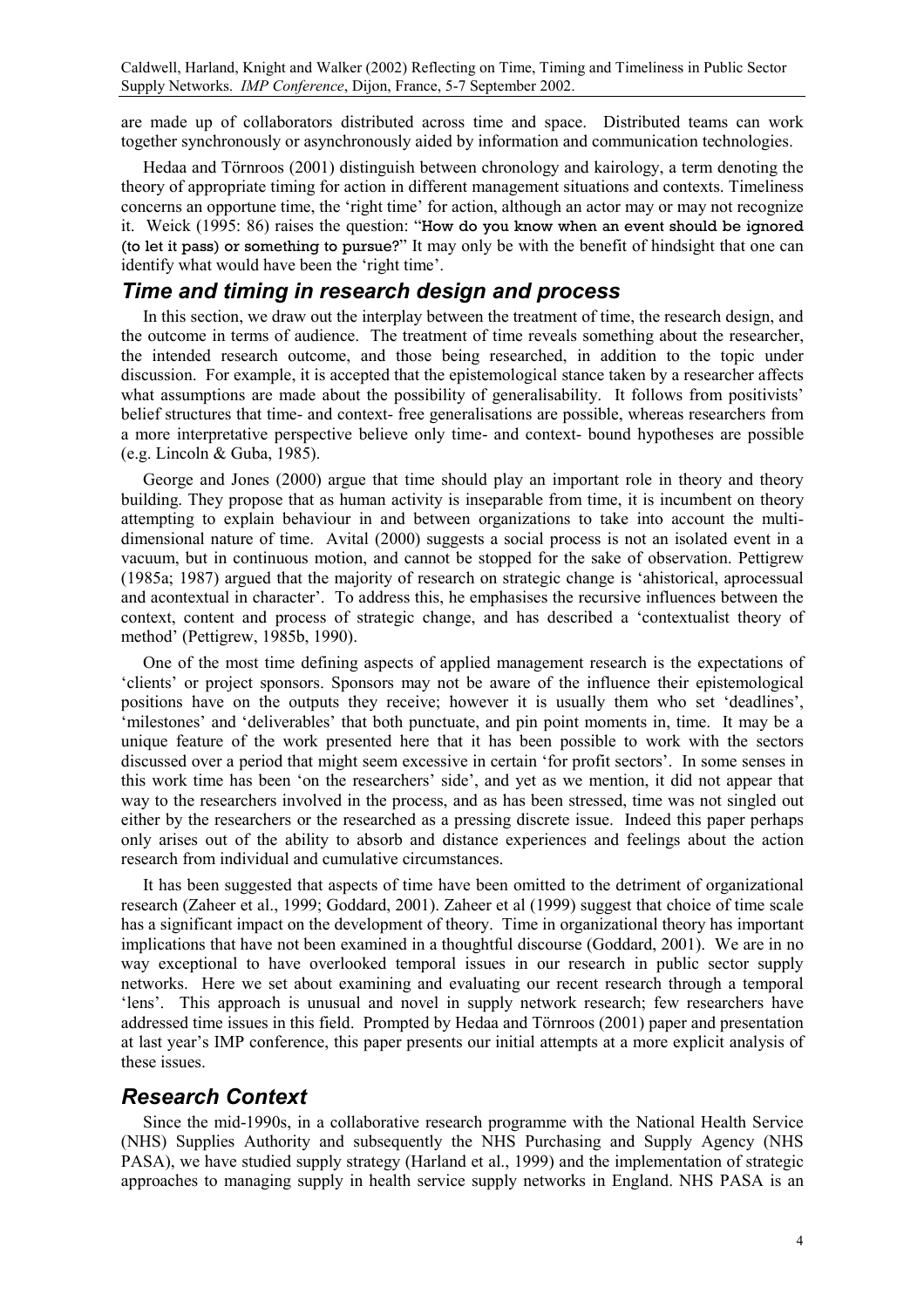are made up of collaborators distributed across time and space. Distributed teams can work together synchronously or asynchronously aided by information and communication technologies.

Hedaa and Törnroos (2001) distinguish between chronology and kairology, a term denoting the theory of appropriate timing for action in different management situations and contexts. Timeliness concerns an opportune time, the 'right time' for action, although an actor may or may not recognize it. Weick (1995: 86) raises the question: "How do you know when an event should be ignored (to let it pass) or something to pursue?" It may only be with the benefit of hindsight that one can identify what would have been the 'right time'.

## *Time and timing in research design and process*

In this section, we draw out the interplay between the treatment of time, the research design, and the outcome in terms of audience. The treatment of time reveals something about the researcher, the intended research outcome, and those being researched, in addition to the topic under discussion. For example, it is accepted that the epistemological stance taken by a researcher affects what assumptions are made about the possibility of generalisability. It follows from positivists' belief structures that time- and context- free generalisations are possible, whereas researchers from a more interpretative perspective believe only time- and context- bound hypotheses are possible (e.g. Lincoln & Guba, 1985).

George and Jones (2000) argue that time should play an important role in theory and theory building. They propose that as human activity is inseparable from time, it is incumbent on theory attempting to explain behaviour in and between organizations to take into account the multi-dimensional nature of time. Avital (2000) suggests a social process is not an isolated event in a vacuum, but in continuous motion, and cannot be stopped for the sake of observation. Pettigrew (1985a; 1987) argued that the majority of research on strategic change is 'ahistorical, aprocessual and acontextual in character'. To address this, he emphasises the recursive influences between the context, content and process of strategic change, and has described a 'contextualist theory of method' (Pettigrew, 1985b, 1990).

One of the most time defining aspects of applied management research is the expectations of 'clients' or project sponsors. Sponsors may not be aware of the influence their epistemological positions have on the outputs they receive; however it is usually them who set 'deadlines', 'milestones' and 'deliverables' that both punctuate, and pin point moments in, time. It may be a unique feature of the work presented here that it has been possible to work with the sectors discussed over a period that might seem excessive in certain 'for profit sectors'. In some senses in this work time has been 'on the researchers' side', and yet as we mention, it did not appear that way to the researchers involved in the process, and as has been stressed, time was not singled out either by the researchers or the researched as a pressing discrete issue. Indeed this paper perhaps only arises out of the ability to absorb and distance experiences and feelings about the action research from individual and cumulative circumstances.

It has been suggested that aspects of time have been omitted to the detriment of organizational research (Zaheer et al., 1999; Goddard, 2001). Zaheer et al (1999) suggest that choice of time scale has a significant impact on the development of theory. Time in organizational theory has important implications that have not been examined in a thoughtful discourse (Goddard, 2001). We are in no way exceptional to have overlooked temporal issues in our research in public sector supply networks. Here we set about examining and evaluating our recent research through a temporal 'lens'. This approach is unusual and novel in supply network research; few researchers have addressed time issues in this field. Prompted by Hedaa and Törnroos (2001) paper and presentation at last year's IMP conference, this paper presents our initial attempts at a more explicit analysis of these issues.

## *Research Context*

Since the mid-1990s, in a collaborative research programme with the National Health Service (NHS) Supplies Authority and subsequently the NHS Purchasing and Supply Agency (NHS PASA), we have studied supply strategy (Harland et al., 1999) and the implementation of strategic approaches to managing supply in health service supply networks in England. NHS PASA is an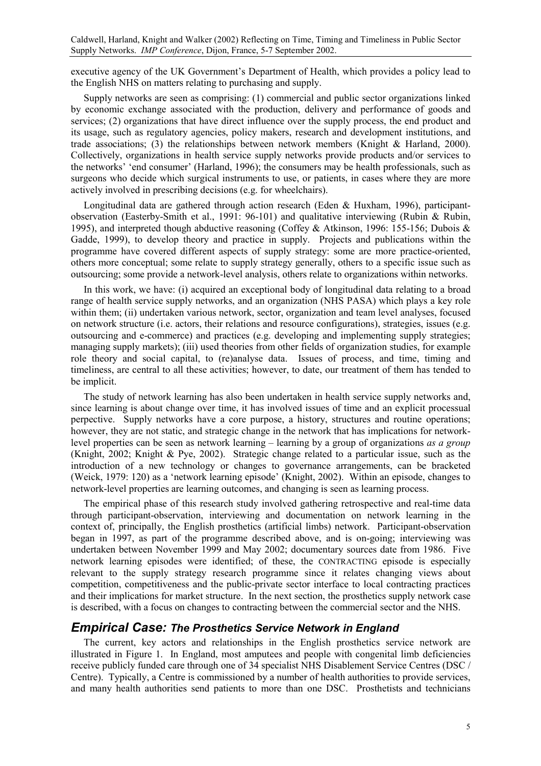executive agency of the UK Government's Department of Health, which provides a policy lead to the English NHS on matters relating to purchasing and supply.

Supply networks are seen as comprising: (1) commercial and public sector organizations linked by economic exchange associated with the production, delivery and performance of goods and services; (2) organizations that have direct influence over the supply process, the end product and its usage, such as regulatory agencies, policy makers, research and development institutions, and trade associations; (3) the relationships between network members (Knight & Harland, 2000). Collectively, organizations in health service supply networks provide products and/or services to the networks' 'end consumer' (Harland, 1996); the consumers may be health professionals, such as surgeons who decide which surgical instruments to use, or patients, in cases where they are more actively involved in prescribing decisions (e.g. for wheelchairs).

Longitudinal data are gathered through action research (Eden & Huxham, 1996), participant-observation (Easterby-Smith et al., 1991: 96-101) and qualitative interviewing (Rubin & Rubin, 1995), and interpreted though abductive reasoning (Coffey & Atkinson, 1996: 155-156; Dubois & Gadde, 1999), to develop theory and practice in supply. Projects and publications within the programme have covered different aspects of supply strategy: some are more practice-oriented, others more conceptual; some relate to supply strategy generally, others to a specific issue such as outsourcing; some provide a network-level analysis, others relate to organizations within networks.

In this work, we have: (i) acquired an exceptional body of longitudinal data relating to a broad range of health service supply networks, and an organization (NHS PASA) which plays a key role within them; (ii) undertaken various network, sector, organization and team level analyses, focused on network structure (i.e. actors, their relations and resource configurations), strategies, issues (e.g. outsourcing and e-commerce) and practices (e.g. developing and implementing supply strategies; managing supply markets); (iii) used theories from other fields of organization studies, for example role theory and social capital, to (re)analyse data. Issues of process, and time, timing and timeliness, are central to all these activities; however, to date, our treatment of them has tended to be implicit.

The study of network learning has also been undertaken in health service supply networks and, since learning is about change over time, it has involved issues of time and an explicit processual perpective. Supply networks have a core purpose, a history, structures and routine operations; however, they are not static, and strategic change in the network that has implications for network-level properties can be seen as network learning – learning by a group of organizations *as a group* (Knight, 2002; Knight & Pye, 2002). Strategic change related to a particular issue, such as the introduction of a new technology or changes to governance arrangements, can be bracketed (Weick, 1979: 120) as a 'network learning episode' (Knight, 2002). Within an episode, changes to network-level properties are learning outcomes, and changing is seen as learning process.

The empirical phase of this research study involved gathering retrospective and real-time data through participant-observation, interviewing and documentation on network learning in the context of, principally, the English prosthetics (artificial limbs) network. Participant-observation began in 1997, as part of the programme described above, and is on-going; interviewing was undertaken between November 1999 and May 2002; documentary sources date from 1986. Five network learning episodes were identified; of these, the CONTRACTING episode is especially relevant to the supply strategy research programme since it relates changing views about competition, competitiveness and the public-private sector interface to local contracting practices and their implications for market structure. In the next section, the prosthetics supply network case is described, with a focus on changes to contracting between the commercial sector and the NHS.

## *Empirical Case: The Prosthetics Service Network in England*

The current, key actors and relationships in the English prosthetics service network are illustrated in Figure 1. In England, most amputees and people with congenital limb deficiencies receive publicly funded care through one of 34 specialist NHS Disablement Service Centres (DSC / Centre). Typically, a Centre is commissioned by a number of health authorities to provide services, and many health authorities send patients to more than one DSC. Prosthetists and technicians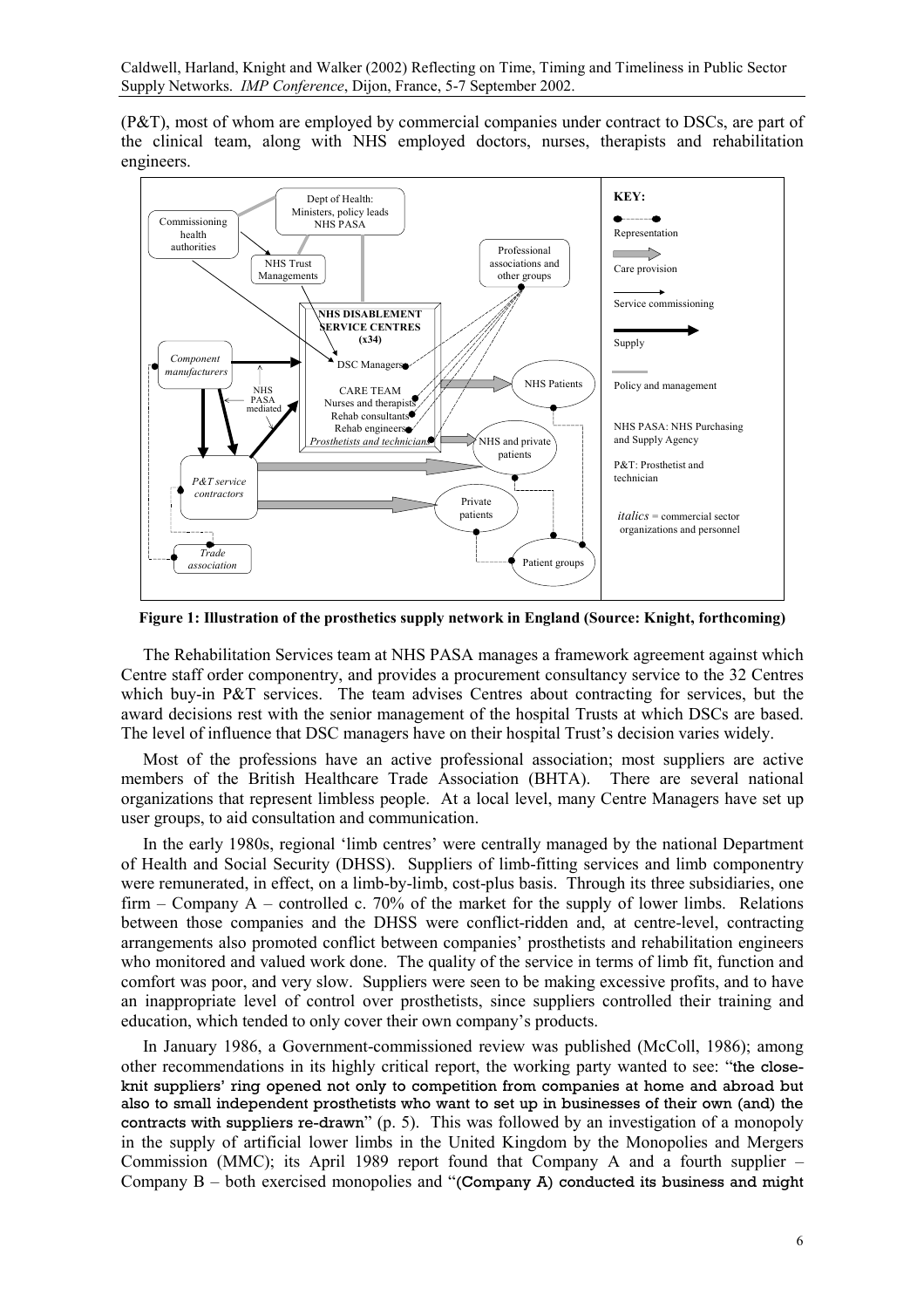(P&T), most of whom are employed by commercial companies under contract to DSCs, are part of the clinical team, along with NHS employed doctors, nurses, therapists and rehabilitation engineers.

**Figure 1: Illustration of the prosthetics supply network in England (Source: Knight, forthcoming)**

The Rehabilitation Services team at NHS PASA manages a framework agreement against which Centre staff order componentry, and provides a procurement consultancy service to the 32 Centres which buy-in P&T services. The team advises Centres about contracting for services, but the award decisions rest with the senior management of the hospital Trusts at which DSCs are based. The level of influence that DSC managers have on their hospital Trust's decision varies widely.

Most of the professions have an active professional association; most suppliers are active members of the British Healthcare Trade Association (BHTA). There are several national organizations that represent limbless people. At a local level, many Centre Managers have set up user groups, to aid consultation and communication.

In the early 1980s, regional 'limb centres' were centrally managed by the national Department of Health and Social Security (DHSS). Suppliers of limb-fitting services and limb componentry were remunerated, in effect, on a limb-by-limb, cost-plus basis. Through its three subsidiaries, one firm – Company A – controlled c. 70% of the market for the supply of lower limbs. Relations between those companies and the DHSS were conflict-ridden and, at centre-level, contracting arrangements also promoted conflict between companies' prosthetists and rehabilitation engineers who monitored and valued work done. The quality of the service in terms of limb fit, function and comfort was poor, and very slow. Suppliers were seen to be making excessive profits, and to have an inappropriate level of control over prosthetists, since suppliers controlled their training and education, which tended to only cover their own company's products.

In January 1986, a Government-commissioned review was published (McColl, 1986); among other recommendations in its highly critical report, the working party wanted to see: "the close-knit suppliers' ring opened not only to competition from companies at home and abroad but also to small independent prosthetists who want to set up in businesses of their own (and) the contracts with suppliers re-drawn" (p. 5). This was followed by an investigation of a monopoly in the supply of artificial lower limbs in the United Kingdom by the Monopolies and Mergers Commission (MMC); its April 1989 report found that Company A and a fourth supplier – Company B – both exercised monopolies and "(Company A) conducted its business and might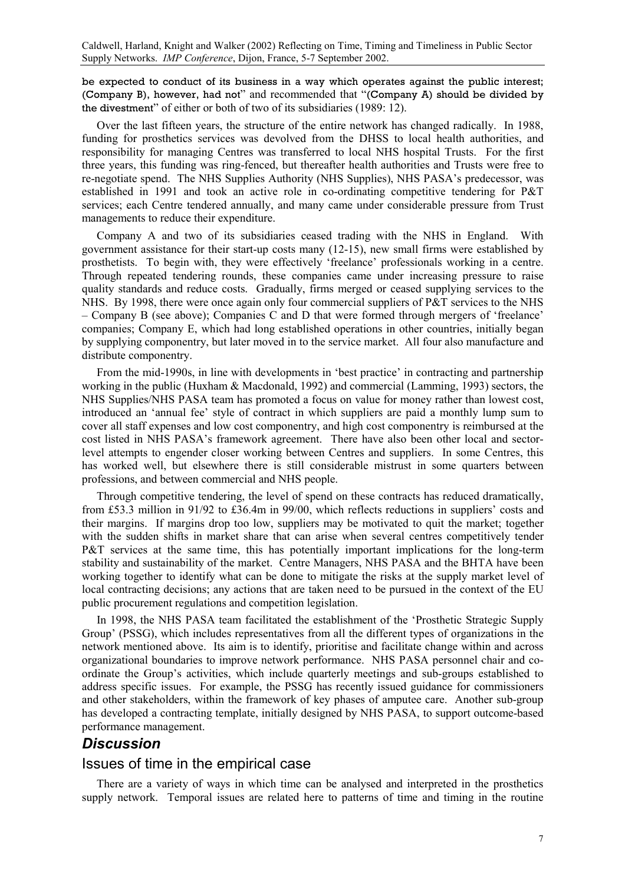**be expected to conduct of its business in a way which operates against the public interest; (Company B), however, had not**" and recommended that "**(Company A) should be divided by the divestment**" of either or both of two of its subsidiaries (1989: 12).

Over the last fifteen years, the structure of the entire network has changed radically. In 1988, funding for prosthetics services was devolved from the DHSS to local health authorities, and responsibility for managing Centres was transferred to local NHS hospital Trusts. For the first three years, this funding was ring-fenced, but thereafter health authorities and Trusts were free to re-negotiate spend. The NHS Supplies Authority (NHS Supplies), NHS PASA's predecessor, was established in 1991 and took an active role in co-ordinating competitive tendering for P&T services; each Centre tendered annually, and many came under considerable pressure from Trust managements to reduce their expenditure.

Company A and two of its subsidiaries ceased trading with the NHS in England. With government assistance for their start-up costs many (12-15), new small firms were established by prosthetists. To begin with, they were effectively 'freelance' professionals working in a centre. Through repeated tendering rounds, these companies came under increasing pressure to raise quality standards and reduce costs. Gradually, firms merged or ceased supplying services to the NHS. By 1998, there were once again only four commercial suppliers of P&T services to the NHS – Company B (see above); Companies C and D that were formed through mergers of 'freelance' companies; Company E, which had long established operations in other countries, initially began by supplying componentry, but later moved in to the service market. All four also manufacture and distribute componentry.

From the mid-1990s, in line with developments in 'best practice' in contracting and partnership working in the public (Huxham & Macdonald, 1992) and commercial (Lamming, 1993) sectors, the NHS Supplies/NHS PASA team has promoted a focus on value for money rather than lowest cost, introduced an 'annual fee' style of contract in which suppliers are paid a monthly lump sum to cover all staff expenses and low cost componentry, and high cost componentry is reimbursed at the cost listed in NHS PASA's framework agreement. There have also been other local and sector-level attempts to engender closer working between Centres and suppliers. In some Centres, this has worked well, but elsewhere there is still considerable mistrust in some quarters between professions, and between commercial and NHS people.

Through competitive tendering, the level of spend on these contracts has reduced dramatically, from £53.3 million in 91/92 to £36.4m in 99/00, which reflects reductions in suppliers' costs and their margins. If margins drop too low, suppliers may be motivated to quit the market; together with the sudden shifts in market share that can arise when several centres competitively tender P&T services at the same time, this has potentially important implications for the long-term stability and sustainability of the market. Centre Managers, NHS PASA and the BHTA have been working together to identify what can be done to mitigate the risks at the supply market level of local contracting decisions; any actions that are taken need to be pursued in the context of the EU public procurement regulations and competition legislation.

In 1998, the NHS PASA team facilitated the establishment of the 'Prosthetic Strategic Supply Group' (PSSG), which includes representatives from all the different types of organizations in the network mentioned above. Its aim is to identify, prioritise and facilitate change within and across organizational boundaries to improve network performance. NHS PASA personnel chair and co-ordinate the Group's activities, which include quarterly meetings and sub-groups established to address specific issues. For example, the PSSG has recently issued guidance for commissioners and other stakeholders, within the framework of key phases of amputee care. Another sub-group has developed a contracting template, initially designed by NHS PASA, to support outcome-based performance management.

## *Discussion*

### Issues of time in the empirical case

There are a variety of ways in which time can be analysed and interpreted in the prosthetics supply network. Temporal issues are related here to patterns of time and timing in the routine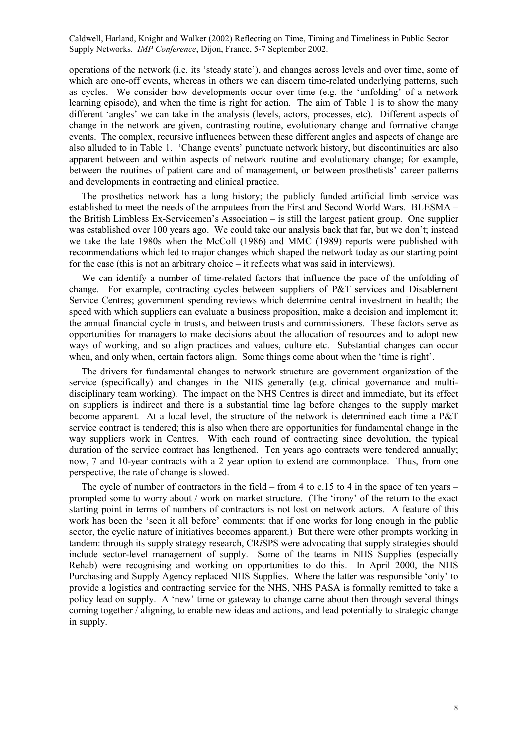operations of the network (i.e. its 'steady state'), and changes across levels and over time, some of which are one-off events, whereas in others we can discern time-related underlying patterns, such as cycles. We consider how developments occur over time (e.g. the 'unfolding' of a network learning episode), and when the time is right for action. The aim of Table 1 is to show the many different 'angles' we can take in the analysis (levels, actors, processes, etc). Different aspects of change in the network are given, contrasting routine, evolutionary change and formative change events. The complex, recursive influences between these different angles and aspects of change are also alluded to in Table 1. 'Change events' punctuate network history, but discontinuities are also apparent between and within aspects of network routine and evolutionary change; for example, between the routines of patient care and of management, or between prosthetists' career patterns and developments in contracting and clinical practice.

The prosthetics network has a long history; the publicly funded artificial limb service was established to meet the needs of the amputees from the First and Second World Wars. BLESMA – the British Limbless Ex-Servicemen's Association – is still the largest patient group. One supplier was established over 100 years ago. We could take our analysis back that far, but we don't; instead we take the late 1980s when the McColl (1986) and MMC (1989) reports were published with recommendations which led to major changes which shaped the network today as our starting point for the case (this is not an arbitrary choice – it reflects what was said in interviews).

We can identify a number of time-related factors that influence the pace of the unfolding of change. For example, contracting cycles between suppliers of P&T services and Disablement Service Centres; government spending reviews which determine central investment in health; the speed with which suppliers can evaluate a business proposition, make a decision and implement it; the annual financial cycle in trusts, and between trusts and commissioners. These factors serve as opportunities for managers to make decisions about the allocation of resources and to adopt new ways of working, and so align practices and values, culture etc. Substantial changes can occur when, and only when, certain factors align. Some things come about when the 'time is right'.

The drivers for fundamental changes to network structure are government organization of the service (specifically) and changes in the NHS generally (e.g. clinical governance and multi-disciplinary team working). The impact on the NHS Centres is direct and immediate, but its effect on suppliers is indirect and there is a substantial time lag before changes to the supply market become apparent. At a local level, the structure of the network is determined each time a P&T service contract is tendered; this is also when there are opportunities for fundamental change in the way suppliers work in Centres. With each round of contracting since devolution, the typical duration of the service contract has lengthened. Ten years ago contracts were tendered annually; now, 7 and 10-year contracts with a 2 year option to extend are commonplace. Thus, from one perspective, the rate of change is slowed.

The cycle of number of contractors in the field – from 4 to c.15 to 4 in the space of ten years – prompted some to worry about / work on market structure. (The 'irony' of the return to the exact starting point in terms of numbers of contractors is not lost on network actors. A feature of this work has been the 'seen it all before' comments: that if one works for long enough in the public sector, the cyclic nature of initiatives becomes apparent.) But there were other prompts working in tandem: through its supply strategy research, CR*i*SPS were advocating that supply strategies should include sector-level management of supply. Some of the teams in NHS Supplies (especially Rehab) were recognising and working on opportunities to do this. In April 2000, the NHS Purchasing and Supply Agency replaced NHS Supplies. Where the latter was responsible 'only' to provide a logistics and contracting service for the NHS, NHS PASA is formally remitted to take a policy lead on supply. A 'new' time or gateway to change came about then through several things coming together / aligning, to enable new ideas and actions, and lead potentially to strategic change in supply.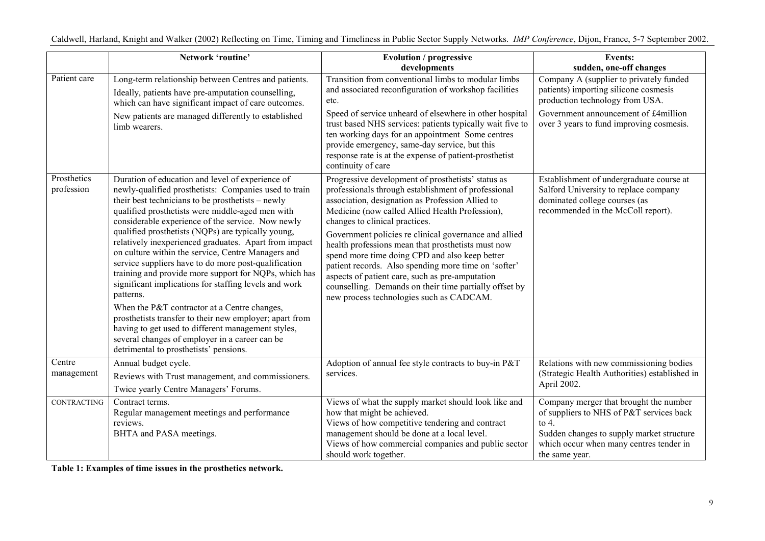| | Network 'routine' | Evolution / progressive developments | Events: sudden, one-off changes |
|---|---|---|---|
| Patient care | Long-term relationship between Centres and patients.<br>Ideally, patients have pre-amputation counselling, which can have significant impact of care outcomes.<br>New patients are managed differently to established limb wearers. | Transition from conventional limbs to modular limbs and associated reconfiguration of workshop facilities etc.<br>Speed of service unheard of elsewhere in other hospital trust based NHS services: patients typically wait five to ten working days for an appointment Some centres provide emergency, same-day service, but this response rate is at the expense of patient-prosthetist continuity of care | Company A (supplier to privately funded patients) importing silicone cosmesis production technology from USA.<br>Government announcement of £4million over 3 years to fund improving cosmesis. |
| Prosthetics profession | Duration of education and level of experience of newly-qualified prosthetists: Companies used to train their best technicians to be prosthetists – newly qualified prosthetists were middle-aged men with considerable experience of the service. Now newly qualified prosthetists (NQPs) are typically young, relatively inexperienced graduates. Apart from impact on culture within the service, Centre Managers and service suppliers have to do more post-qualification training and provide more support for NQPs, which has significant implications for staffing levels and work patterns.<br>When the P&T contractor at a Centre changes, prosthetists transfer to their new employer; apart from having to get used to different management styles, several changes of employer in a career can be detrimental to prosthetists' pensions. | Progressive development of prosthetists' status as professionals through establishment of professional association, designation as Profession Allied to Medicine (now called Allied Health Profession), changes to clinical practices.<br>Government policies re clinical governance and allied health professions mean that prosthetists must now spend more time doing CPD and also keep better patient records. Also spending more time on 'softer' aspects of patient care, such as pre-amputation counselling. Demands on their time partially offset by new process technologies such as CADCAM. | Establishment of undergraduate course at Salford University to replace company dominated college courses (as recommended in the McColl report). |
| Centre management | Annual budget cycle.<br>Reviews with Trust management, and commissioners.<br>Twice yearly Centre Managers' Forums. | Adoption of annual fee style contracts to buy-in P&T services. | Relations with new commissioning bodies (Strategic Health Authorities) established in April 2002. |
| CONTRACTING | Contract terms.<br>Regular management meetings and performance reviews.<br>BHTA and PASA meetings. | Views of what the supply market should look like and how that might be achieved.<br>Views of how competitive tendering and contract management should be done at a local level.<br>Views of how commercial companies and public sector should work together. | Company merger that brought the number of suppliers to NHS of P&T services back to 4.<br>Sudden changes to supply market structure which occur when many centres tender in the same year. |

**Table 1: Examples of time issues in the prosthetics network.**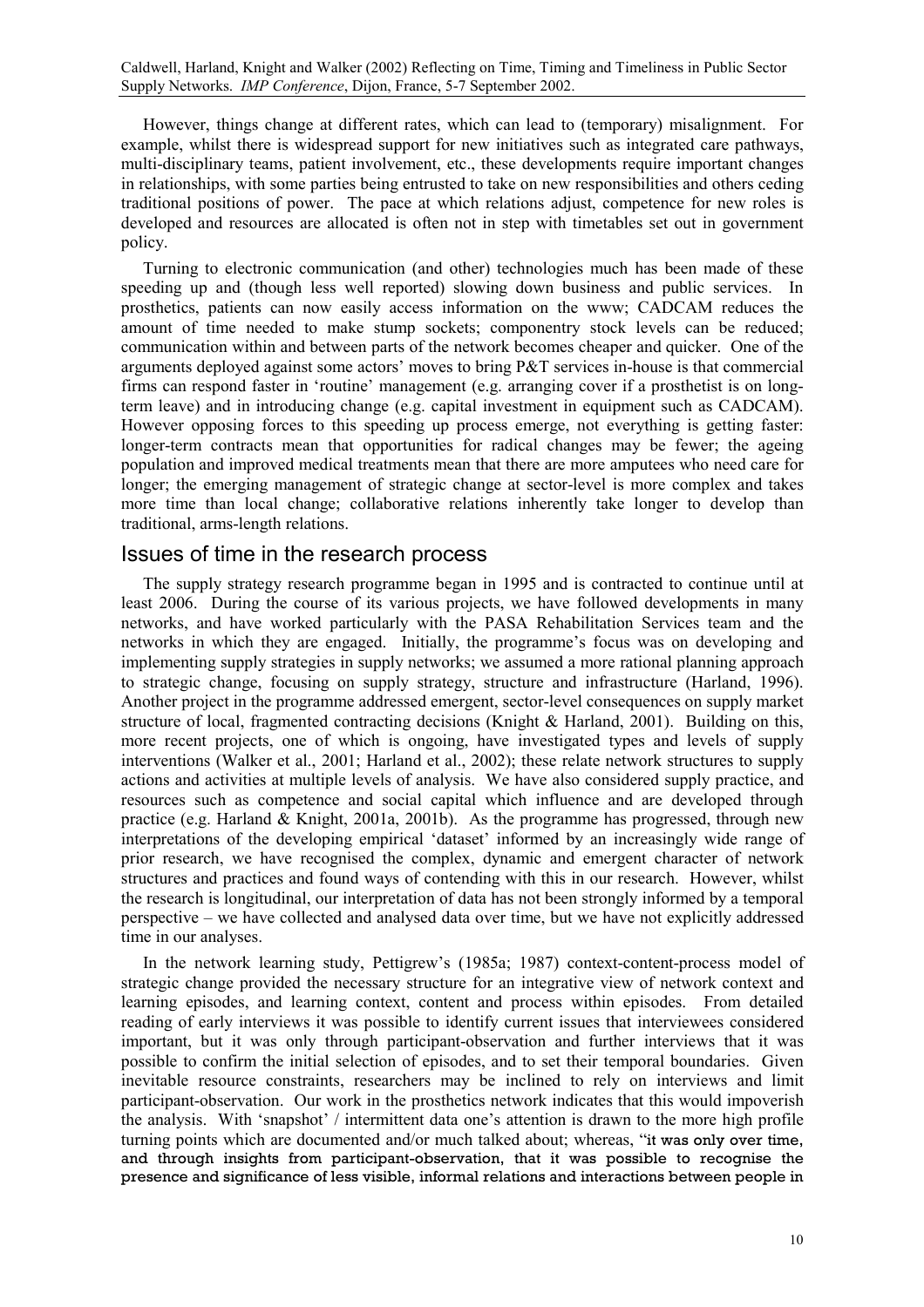However, things change at different rates, which can lead to (temporary) misalignment. For example, whilst there is widespread support for new initiatives such as integrated care pathways, multi-disciplinary teams, patient involvement, etc., these developments require important changes in relationships, with some parties being entrusted to take on new responsibilities and others ceding traditional positions of power. The pace at which relations adjust, competence for new roles is developed and resources are allocated is often not in step with timetables set out in government policy.

Turning to electronic communication (and other) technologies much has been made of these speeding up and (though less well reported) slowing down business and public services. In prosthetics, patients can now easily access information on the www; CADCAM reduces the amount of time needed to make stump sockets; componentry stock levels can be reduced; communication within and between parts of the network becomes cheaper and quicker. One of the arguments deployed against some actors' moves to bring P&T services in-house is that commercial firms can respond faster in 'routine' management (e.g. arranging cover if a prosthetist is on long-term leave) and in introducing change (e.g. capital investment in equipment such as CADCAM). However opposing forces to this speeding up process emerge, not everything is getting faster: longer-term contracts mean that opportunities for radical changes may be fewer; the ageing population and improved medical treatments mean that there are more amputees who need care for longer; the emerging management of strategic change at sector-level is more complex and takes more time than local change; collaborative relations inherently take longer to develop than traditional, arms-length relations.

## Issues of time in the research process

The supply strategy research programme began in 1995 and is contracted to continue until at least 2006. During the course of its various projects, we have followed developments in many networks, and have worked particularly with the PASA Rehabilitation Services team and the networks in which they are engaged. Initially, the programme's focus was on developing and implementing supply strategies in supply networks; we assumed a more rational planning approach to strategic change, focusing on supply strategy, structure and infrastructure (Harland, 1996). Another project in the programme addressed emergent, sector-level consequences on supply market structure of local, fragmented contracting decisions (Knight & Harland, 2001). Building on this, more recent projects, one of which is ongoing, have investigated types and levels of supply interventions (Walker et al., 2001; Harland et al., 2002); these relate network structures to supply actions and activities at multiple levels of analysis. We have also considered supply practice, and resources such as competence and social capital which influence and are developed through practice (e.g. Harland & Knight, 2001a, 2001b). As the programme has progressed, through new interpretations of the developing empirical 'dataset' informed by an increasingly wide range of prior research, we have recognised the complex, dynamic and emergent character of network structures and practices and found ways of contending with this in our research. However, whilst the research is longitudinal, our interpretation of data has not been strongly informed by a temporal perspective – we have collected and analysed data over time, but we have not explicitly addressed time in our analyses.

In the network learning study, Pettigrew's (1985a; 1987) context-content-process model of strategic change provided the necessary structure for an integrative view of network context and learning episodes, and learning context, content and process within episodes. From detailed reading of early interviews it was possible to identify current issues that interviewees considered important, but it was only through participant-observation and further interviews that it was possible to confirm the initial selection of episodes, and to set their temporal boundaries. Given inevitable resource constraints, researchers may be inclined to rely on interviews and limit participant-observation. Our work in the prosthetics network indicates that this would impoverish the analysis. With 'snapshot' / intermittent data one's attention is drawn to the more high profile turning points which are documented and/or much talked about; whereas, "**it was only over time, and through insights from participant-observation, that it was possible to recognise the presence and significance of less visible, informal relations and interactions between people in**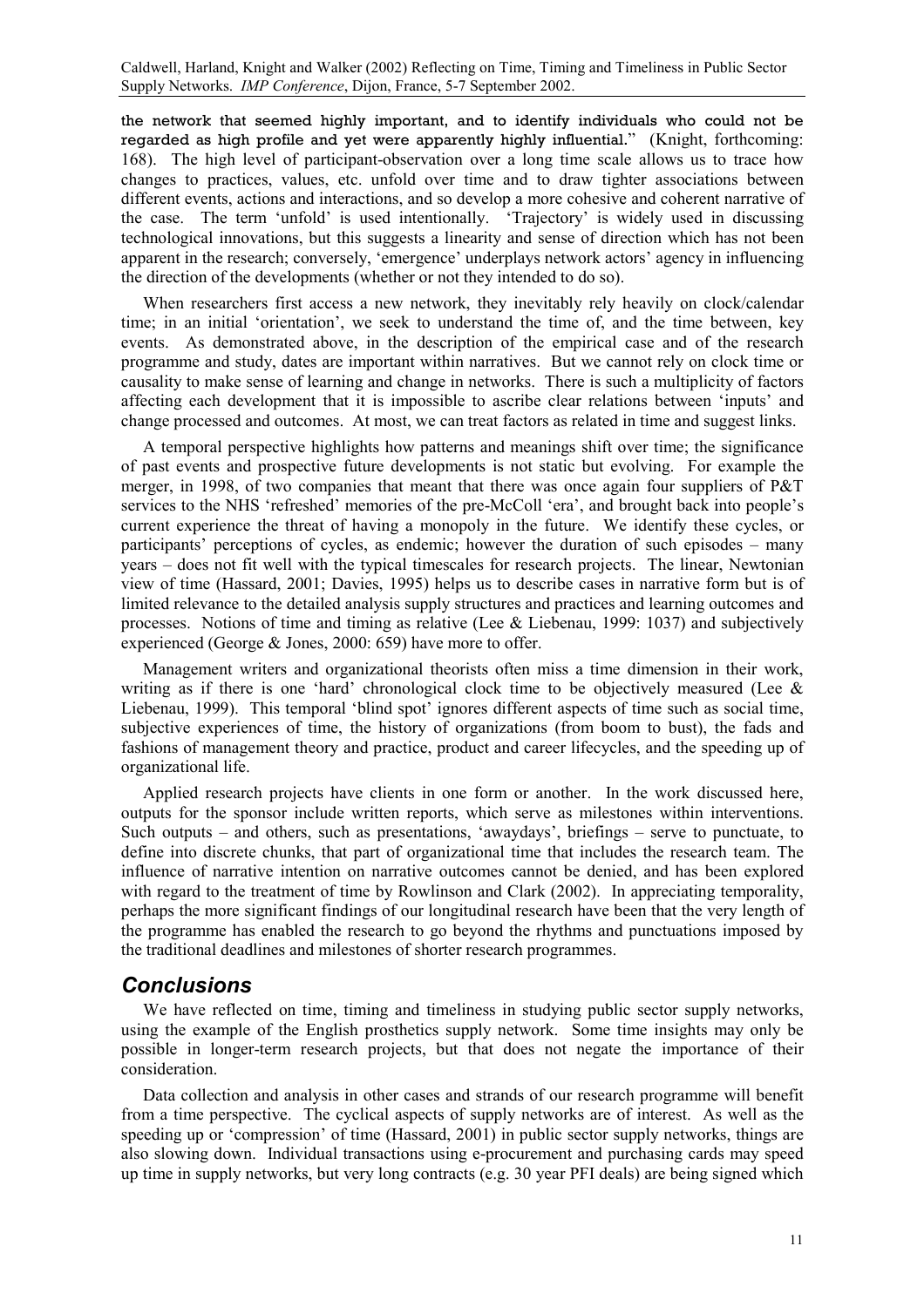**the network that seemed highly important, and to identify individuals who could not be regarded as high profile and yet were apparently highly influential.**" (Knight, forthcoming: 168). The high level of participant-observation over a long time scale allows us to trace how changes to practices, values, etc. unfold over time and to draw tighter associations between different events, actions and interactions, and so develop a more cohesive and coherent narrative of the case. The term 'unfold' is used intentionally. 'Trajectory' is widely used in discussing technological innovations, but this suggests a linearity and sense of direction which has not been apparent in the research; conversely, 'emergence' underplays network actors' agency in influencing the direction of the developments (whether or not they intended to do so).

When researchers first access a new network, they inevitably rely heavily on clock/calendar time; in an initial 'orientation', we seek to understand the time of, and the time between, key events. As demonstrated above, in the description of the empirical case and of the research programme and study, dates are important within narratives. But we cannot rely on clock time or causality to make sense of learning and change in networks. There is such a multiplicity of factors affecting each development that it is impossible to ascribe clear relations between 'inputs' and change processed and outcomes. At most, we can treat factors as related in time and suggest links.

A temporal perspective highlights how patterns and meanings shift over time; the significance of past events and prospective future developments is not static but evolving. For example the merger, in 1998, of two companies that meant that there was once again four suppliers of P&T services to the NHS 'refreshed' memories of the pre-McColl 'era', and brought back into people's current experience the threat of having a monopoly in the future. We identify these cycles, or participants' perceptions of cycles, as endemic; however the duration of such episodes – many years – does not fit well with the typical timescales for research projects. The linear, Newtonian view of time (Hassard, 2001; Davies, 1995) helps us to describe cases in narrative form but is of limited relevance to the detailed analysis supply structures and practices and learning outcomes and processes. Notions of time and timing as relative (Lee & Liebenau, 1999: 1037) and subjectively experienced (George & Jones, 2000: 659) have more to offer.

Management writers and organizational theorists often miss a time dimension in their work, writing as if there is one 'hard' chronological clock time to be objectively measured (Lee & Liebenau, 1999). This temporal 'blind spot' ignores different aspects of time such as social time, subjective experiences of time, the history of organizations (from boom to bust), the fads and fashions of management theory and practice, product and career lifecycles, and the speeding up of organizational life.

Applied research projects have clients in one form or another. In the work discussed here, outputs for the sponsor include written reports, which serve as milestones within interventions. Such outputs – and others, such as presentations, 'awaydays', briefings – serve to punctuate, to define into discrete chunks, that part of organizational time that includes the research team. The influence of narrative intention on narrative outcomes cannot be denied, and has been explored with regard to the treatment of time by Rowlinson and Clark (2002). In appreciating temporality, perhaps the more significant findings of our longitudinal research have been that the very length of the programme has enabled the research to go beyond the rhythms and punctuations imposed by the traditional deadlines and milestones of shorter research programmes.

## *Conclusions*

We have reflected on time, timing and timeliness in studying public sector supply networks, using the example of the English prosthetics supply network. Some time insights may only be possible in longer-term research projects, but that does not negate the importance of their consideration.

Data collection and analysis in other cases and strands of our research programme will benefit from a time perspective. The cyclical aspects of supply networks are of interest. As well as the speeding up or 'compression' of time (Hassard, 2001) in public sector supply networks, things are also slowing down. Individual transactions using e-procurement and purchasing cards may speed up time in supply networks, but very long contracts (e.g. 30 year PFI deals) are being signed which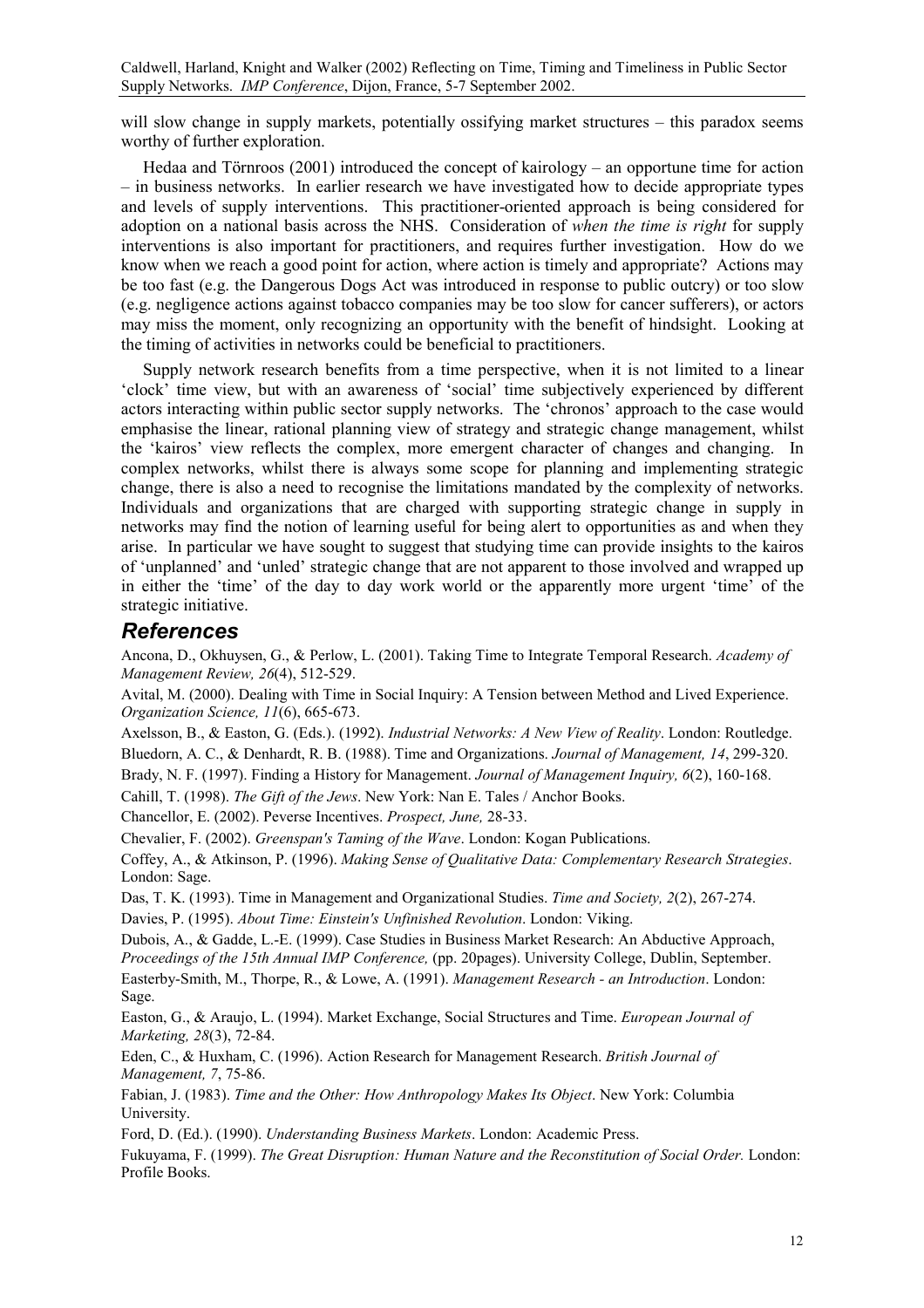will slow change in supply markets, potentially ossifying market structures – this paradox seems worthy of further exploration.

Hedaa and Törnroos (2001) introduced the concept of kairology – an opportune time for action – in business networks. In earlier research we have investigated how to decide appropriate types and levels of supply interventions. This practitioner-oriented approach is being considered for adoption on a national basis across the NHS. Consideration of *when the time is right* for supply interventions is also important for practitioners, and requires further investigation. How do we know when we reach a good point for action, where action is timely and appropriate? Actions may be too fast (e.g. the Dangerous Dogs Act was introduced in response to public outcry) or too slow (e.g. negligence actions against tobacco companies may be too slow for cancer sufferers), or actors may miss the moment, only recognizing an opportunity with the benefit of hindsight. Looking at the timing of activities in networks could be beneficial to practitioners.

Supply network research benefits from a time perspective, when it is not limited to a linear 'clock' time view, but with an awareness of 'social' time subjectively experienced by different actors interacting within public sector supply networks. The 'chronos' approach to the case would emphasise the linear, rational planning view of strategy and strategic change management, whilst the 'kairos' view reflects the complex, more emergent character of changes and changing. In complex networks, whilst there is always some scope for planning and implementing strategic change, there is also a need to recognise the limitations mandated by the complexity of networks. Individuals and organizations that are charged with supporting strategic change in supply in networks may find the notion of learning useful for being alert to opportunities as and when they arise. In particular we have sought to suggest that studying time can provide insights to the kairos of 'unplanned' and 'unled' strategic change that are not apparent to those involved and wrapped up in either the 'time' of the day to day work world or the apparently more urgent 'time' of the strategic initiative.

## *References*

Ancona, D., Okhuysen, G., & Perlow, L. (2001). Taking Time to Integrate Temporal Research. *Academy of Management Review, 26*(4), 512-529.

Avital, M. (2000). Dealing with Time in Social Inquiry: A Tension between Method and Lived Experience. *Organization Science, 11*(6), 665-673.

Axelsson, B., & Easton, G. (Eds.). (1992). *Industrial Networks: A New View of Reality*. London: Routledge.

Bluedorn, A. C., & Denhardt, R. B. (1988). Time and Organizations. *Journal of Management, 14*, 299-320.

Brady, N. F. (1997). Finding a History for Management. *Journal of Management Inquiry, 6*(2), 160-168.

Cahill, T. (1998). *The Gift of the Jews*. New York: Nan E. Tales / Anchor Books.

Chancellor, E. (2002). Peverse Incentives. *Prospect, June,* 28-33.

Chevalier, F. (2002). *Greenspan's Taming of the Wave*. London: Kogan Publications.

Coffey, A., & Atkinson, P. (1996). *Making Sense of Qualitative Data: Complementary Research Strategies*. London: Sage.

Das, T. K. (1993). Time in Management and Organizational Studies. *Time and Society, 2*(2), 267-274.

Davies, P. (1995). *About Time: Einstein's Unfinished Revolution*. London: Viking.

Dubois, A., & Gadde, L.-E. (1999). Case Studies in Business Market Research: An Abductive Approach, *Proceedings of the 15th Annual IMP Conference,* (pp. 20pages). University College, Dublin, September.

Easterby-Smith, M., Thorpe, R., & Lowe, A. (1991). *Management Research - an Introduction*. London: Sage.

Easton, G., & Araujo, L. (1994). Market Exchange, Social Structures and Time. *European Journal of Marketing, 28*(3), 72-84.

Eden, C., & Huxham, C. (1996). Action Research for Management Research. *British Journal of Management, 7*, 75-86.

Fabian, J. (1983). *Time and the Other: How Anthropology Makes Its Object*. New York: Columbia University.

Ford, D. (Ed.). (1990). *Understanding Business Markets*. London: Academic Press.

Fukuyama, F. (1999). *The Great Disruption: Human Nature and the Reconstitution of Social Order.* London: Profile Books.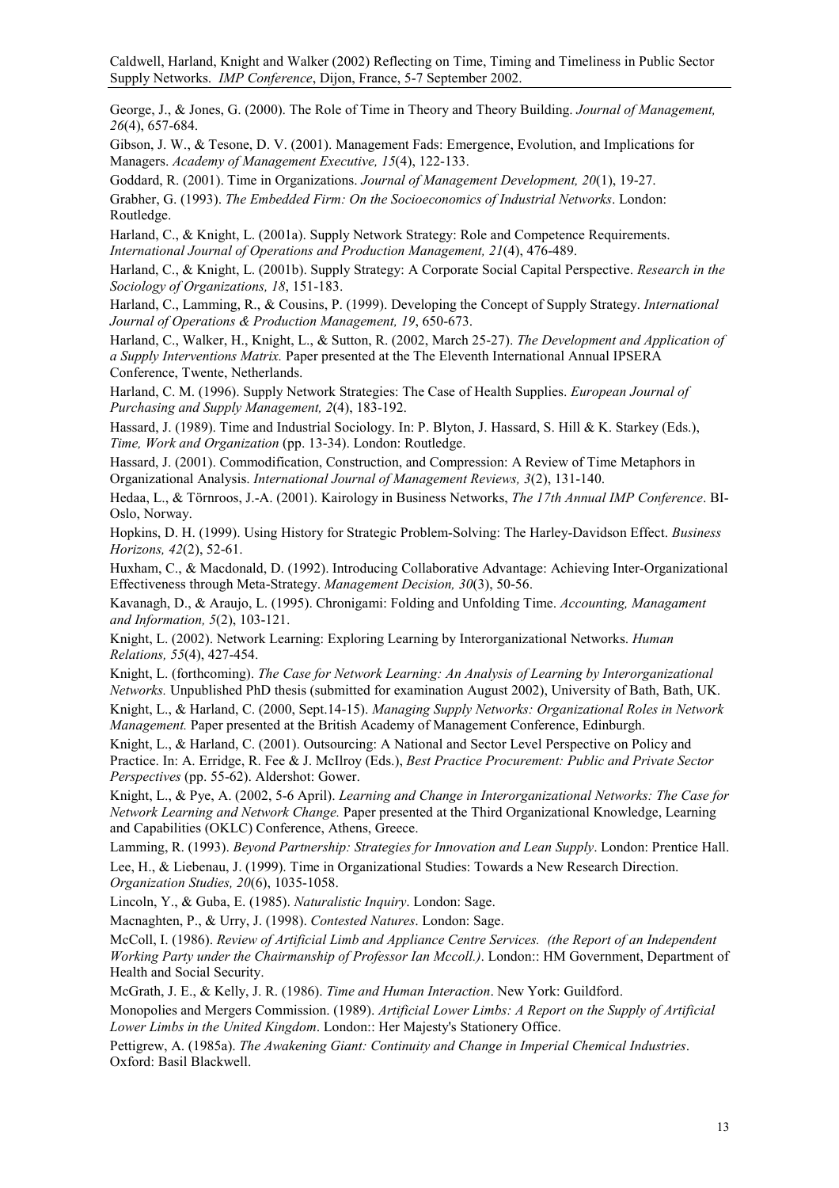George, J., & Jones, G. (2000). The Role of Time in Theory and Theory Building. *Journal of Management, 26*(4), 657-684.

Gibson, J. W., & Tesone, D. V. (2001). Management Fads: Emergence, Evolution, and Implications for Managers. *Academy of Management Executive, 15*(4), 122-133.

Goddard, R. (2001). Time in Organizations. *Journal of Management Development, 20*(1), 19-27.

Grabher, G. (1993). *The Embedded Firm: On the Socioeconomics of Industrial Networks*. London: Routledge.

Harland, C., & Knight, L. (2001a). Supply Network Strategy: Role and Competence Requirements. *International Journal of Operations and Production Management, 21*(4), 476-489.

Harland, C., & Knight, L. (2001b). Supply Strategy: A Corporate Social Capital Perspective. *Research in the Sociology of Organizations, 18*, 151-183.

Harland, C., Lamming, R., & Cousins, P. (1999). Developing the Concept of Supply Strategy. *International Journal of Operations & Production Management, 19*, 650-673.

Harland, C., Walker, H., Knight, L., & Sutton, R. (2002, March 25-27). *The Development and Application of a Supply Interventions Matrix.* Paper presented at the The Eleventh International Annual IPSERA Conference, Twente, Netherlands.

Harland, C. M. (1996). Supply Network Strategies: The Case of Health Supplies. *European Journal of Purchasing and Supply Management, 2*(4), 183-192.

Hassard, J. (1989). Time and Industrial Sociology. In: P. Blyton, J. Hassard, S. Hill & K. Starkey (Eds.), *Time, Work and Organization* (pp. 13-34). London: Routledge.

Hassard, J. (2001). Commodification, Construction, and Compression: A Review of Time Metaphors in Organizational Analysis. *International Journal of Management Reviews, 3*(2), 131-140.

Hedaa, L., & Törnroos, J.-A. (2001). Kairology in Business Networks, *The 17th Annual IMP Conference*. BI-Oslo, Norway.

Hopkins, D. H. (1999). Using History for Strategic Problem-Solving: The Harley-Davidson Effect. *Business Horizons, 42*(2), 52-61.

Huxham, C., & Macdonald, D. (1992). Introducing Collaborative Advantage: Achieving Inter-Organizational Effectiveness through Meta-Strategy. *Management Decision, 30*(3), 50-56.

Kavanagh, D., & Araujo, L. (1995). Chronigami: Folding and Unfolding Time. *Accounting, Managament and Information, 5*(2), 103-121.

Knight, L. (2002). Network Learning: Exploring Learning by Interorganizational Networks. *Human Relations, 55*(4), 427-454.

Knight, L. (forthcoming). *The Case for Network Learning: An Analysis of Learning by Interorganizational Networks.* Unpublished PhD thesis (submitted for examination August 2002), University of Bath, Bath, UK.

Knight, L., & Harland, C. (2000, Sept.14-15). *Managing Supply Networks: Organizational Roles in Network Management.* Paper presented at the British Academy of Management Conference, Edinburgh.

Knight, L., & Harland, C. (2001). Outsourcing: A National and Sector Level Perspective on Policy and Practice. In: A. Erridge, R. Fee & J. McIlroy (Eds.), *Best Practice Procurement: Public and Private Sector Perspectives* (pp. 55-62). Aldershot: Gower.

Knight, L., & Pye, A. (2002, 5-6 April). *Learning and Change in Interorganizational Networks: The Case for Network Learning and Network Change.* Paper presented at the Third Organizational Knowledge, Learning and Capabilities (OKLC) Conference, Athens, Greece.

Lamming, R. (1993). *Beyond Partnership: Strategies for Innovation and Lean Supply*. London: Prentice Hall.

Lee, H., & Liebenau, J. (1999). Time in Organizational Studies: Towards a New Research Direction. *Organization Studies, 20*(6), 1035-1058.

Lincoln, Y., & Guba, E. (1985). *Naturalistic Inquiry*. London: Sage.

Macnaghten, P., & Urry, J. (1998). *Contested Natures*. London: Sage.

McColl, I. (1986). *Review of Artificial Limb and Appliance Centre Services. (the Report of an Independent Working Party under the Chairmanship of Professor Ian Mccoll.)*. London:: HM Government, Department of Health and Social Security.

McGrath, J. E., & Kelly, J. R. (1986). *Time and Human Interaction*. New York: Guildford.

Monopolies and Mergers Commission. (1989). *Artificial Lower Limbs: A Report on the Supply of Artificial Lower Limbs in the United Kingdom*. London:: Her Majesty's Stationery Office.

Pettigrew, A. (1985a). *The Awakening Giant: Continuity and Change in Imperial Chemical Industries*. Oxford: Basil Blackwell.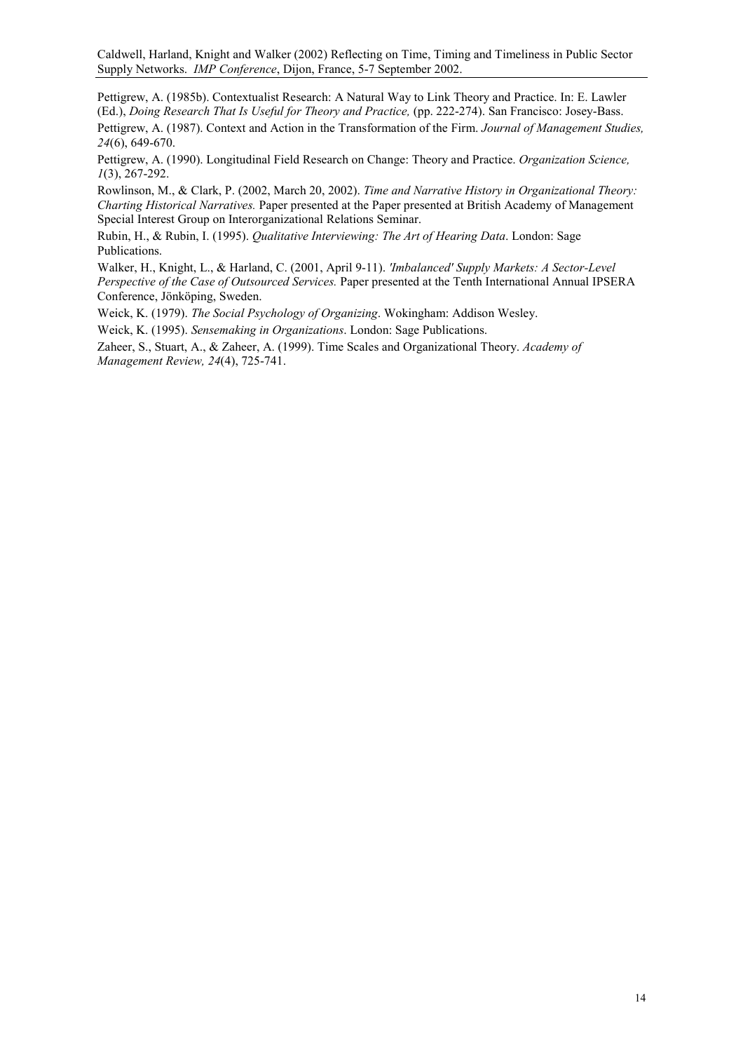Pettigrew, A. (1985b). Contextualist Research: A Natural Way to Link Theory and Practice. In: E. Lawler (Ed.), *Doing Research That Is Useful for Theory and Practice,* (pp. 222-274). San Francisco: Josey-Bass.

Pettigrew, A. (1987). Context and Action in the Transformation of the Firm. *Journal of Management Studies, 24*(6), 649-670.

Pettigrew, A. (1990). Longitudinal Field Research on Change: Theory and Practice. *Organization Science, 1*(3), 267-292.

Rowlinson, M., & Clark, P. (2002, March 20, 2002). *Time and Narrative History in Organizational Theory: Charting Historical Narratives.* Paper presented at the Paper presented at British Academy of Management Special Interest Group on Interorganizational Relations Seminar.

Rubin, H., & Rubin, I. (1995). *Qualitative Interviewing: The Art of Hearing Data*. London: Sage Publications.

Walker, H., Knight, L., & Harland, C. (2001, April 9-11). *'Imbalanced' Supply Markets: A Sector-Level Perspective of the Case of Outsourced Services.* Paper presented at the Tenth International Annual IPSERA Conference, Jönköping, Sweden.

Weick, K. (1979). *The Social Psychology of Organizing*. Wokingham: Addison Wesley.

Weick, K. (1995). *Sensemaking in Organizations*. London: Sage Publications.

Zaheer, S., Stuart, A., & Zaheer, A. (1999). Time Scales and Organizational Theory. *Academy of Management Review, 24*(4), 725-741.